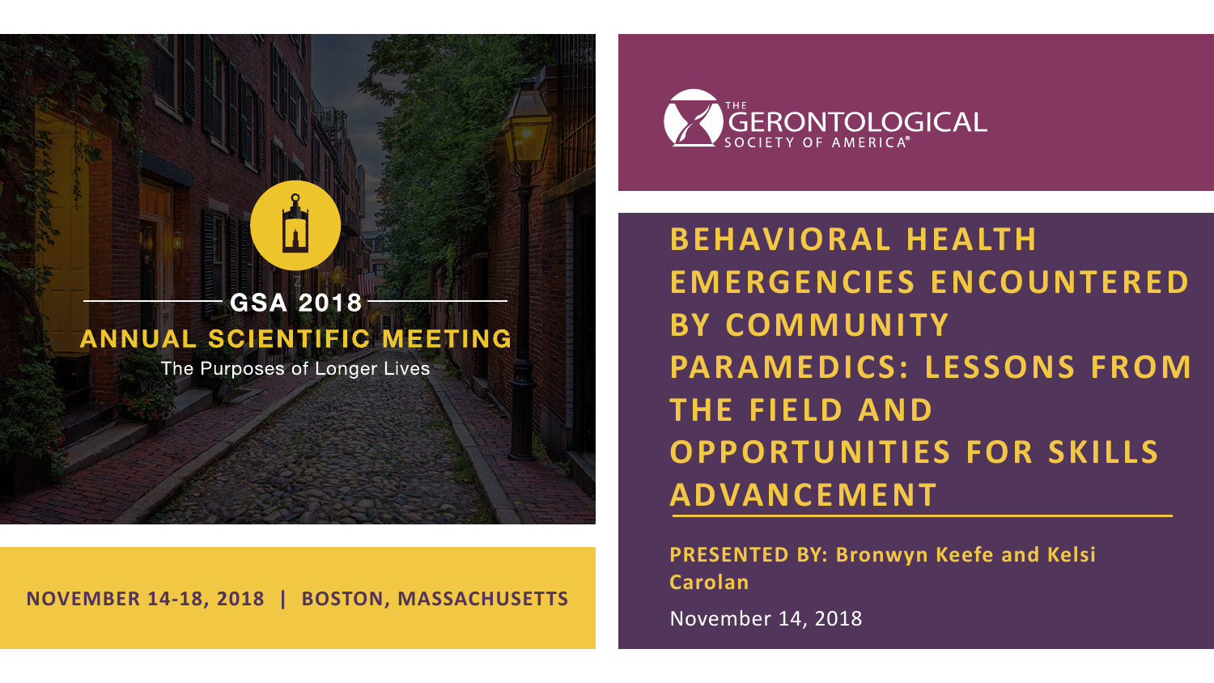GSA 2018

ANNUAL SCIENTIFIC MEETING

The Purposes of Longer Lives

**NOVEMBER 14-18, 2018 | BOSTON, MASSACHUSETTS**

THE GERONTOLOGICAL SOCIETY OF AMERICA®

# BEHAVIORAL HEALTH EMERGENCIES ENCOUNTERED BY COMMUNITY PARAMEDICS: LESSONS FROM THE FIELD AND OPPORTUNITIES FOR SKILLS ADVANCEMENT

**PRESENTED BY: Bronwyn Keefe and Kelsi Carolan**

November 14, 2018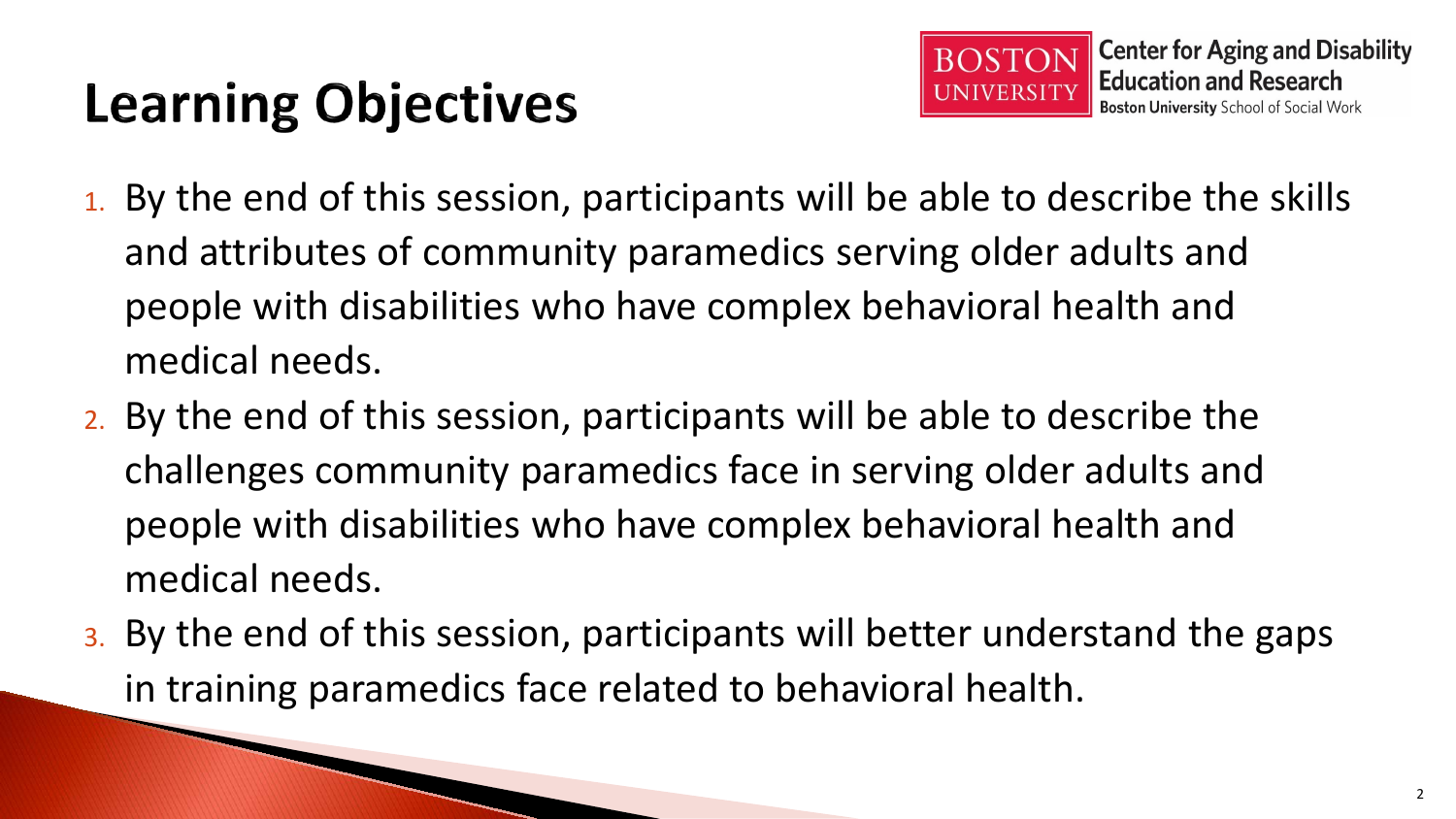# Learning Objectives

1. By the end of this session, participants will be able to describe the skills and attributes of community paramedics serving older adults and people with disabilities who have complex behavioral health and medical needs.
2. By the end of this session, participants will be able to describe the challenges community paramedics face in serving older adults and people with disabilities who have complex behavioral health and medical needs.
3. By the end of this session, participants will better understand the gaps in training paramedics face related to behavioral health.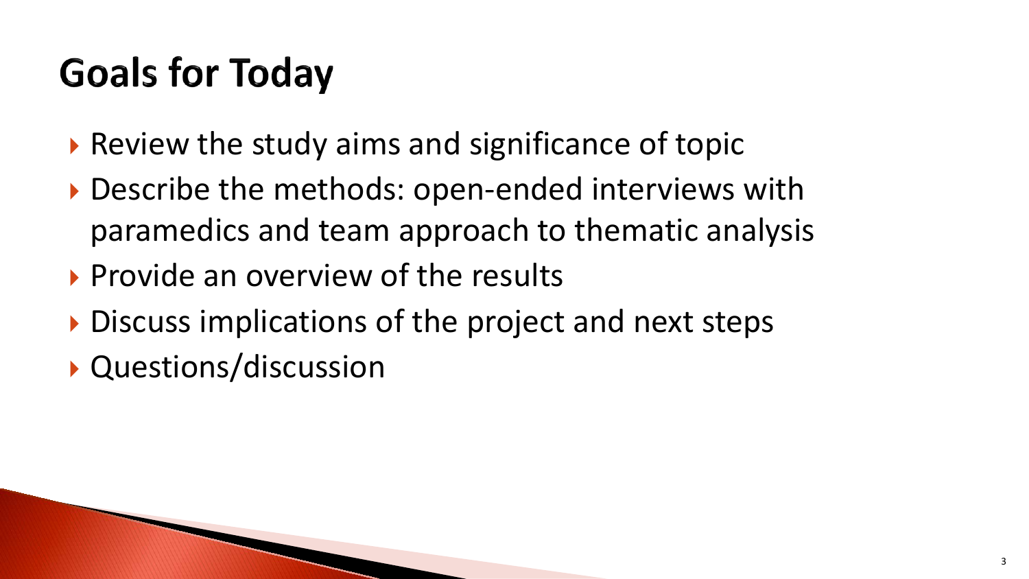# Goals for Today

- Review the study aims and significance of topic
- Describe the methods: open-ended interviews with paramedics and team approach to thematic analysis
- Provide an overview of the results
- Discuss implications of the project and next steps
- Questions/discussion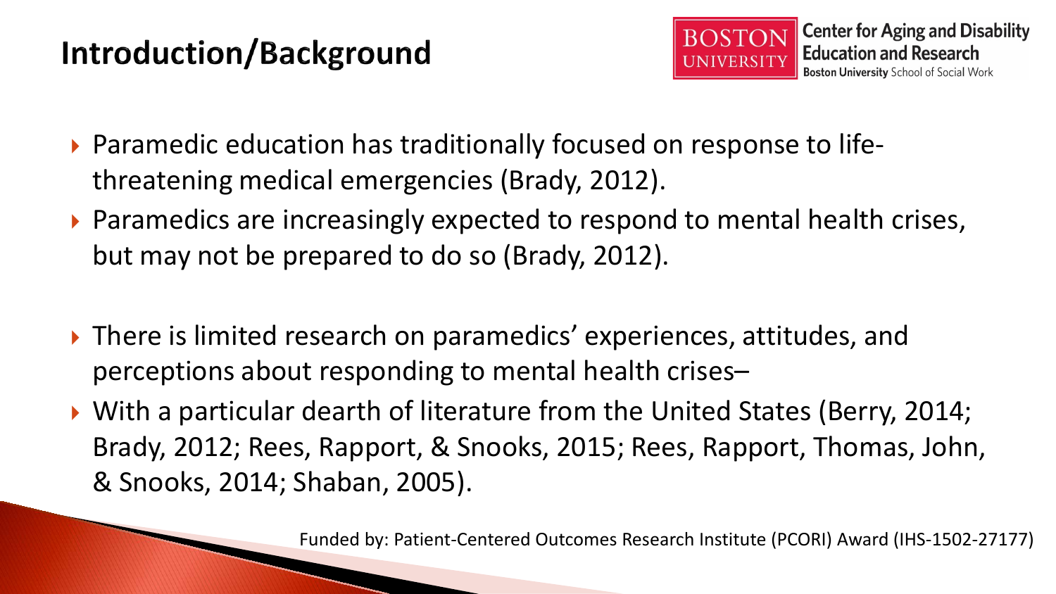# Introduction/Background

Boston University Center for Aging and Disability Education and Research
Boston University School of Social Work

- Paramedic education has traditionally focused on response to life-threatening medical emergencies (Brady, 2012).
- Paramedics are increasingly expected to respond to mental health crises, but may not be prepared to do so (Brady, 2012).
- There is limited research on paramedics' experiences, attitudes, and perceptions about responding to mental health crises–
- With a particular dearth of literature from the United States (Berry, 2014; Brady, 2012; Rees, Rapport, & Snooks, 2015; Rees, Rapport, Thomas, John, & Snooks, 2014; Shaban, 2005).

Funded by: Patient-Centered Outcomes Research Institute (PCORI) Award (IHS-1502-27177)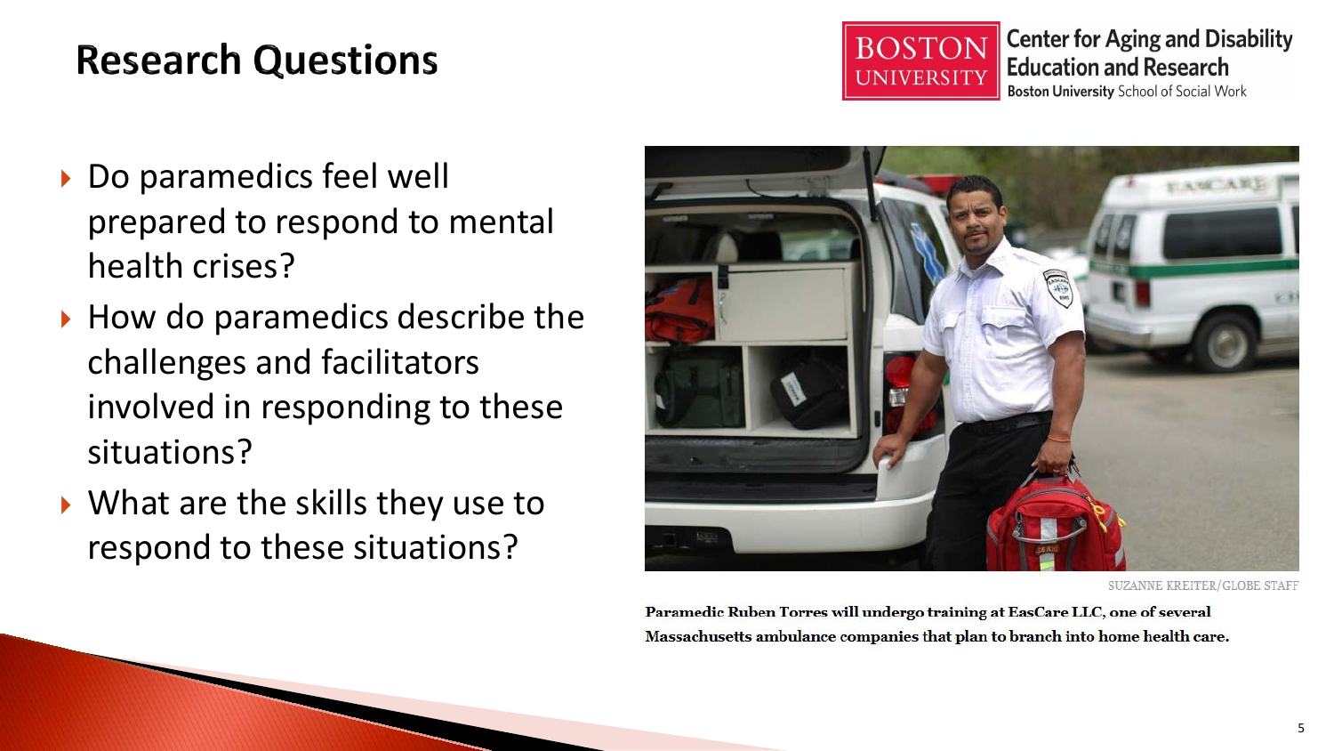# Research Questions

Boston University Center for Aging and Disability Education and Research
Boston University School of Social Work

- Do paramedics feel well prepared to respond to mental health crises?
- How do paramedics describe the challenges and facilitators involved in responding to these situations?
- What are the skills they use to respond to these situations?

SUZANNE KREITER/GLOBE STAFF

**Paramedic Ruben Torres will undergo training at EasCare LLC, one of several Massachusetts ambulance companies that plan to branch into home health care.**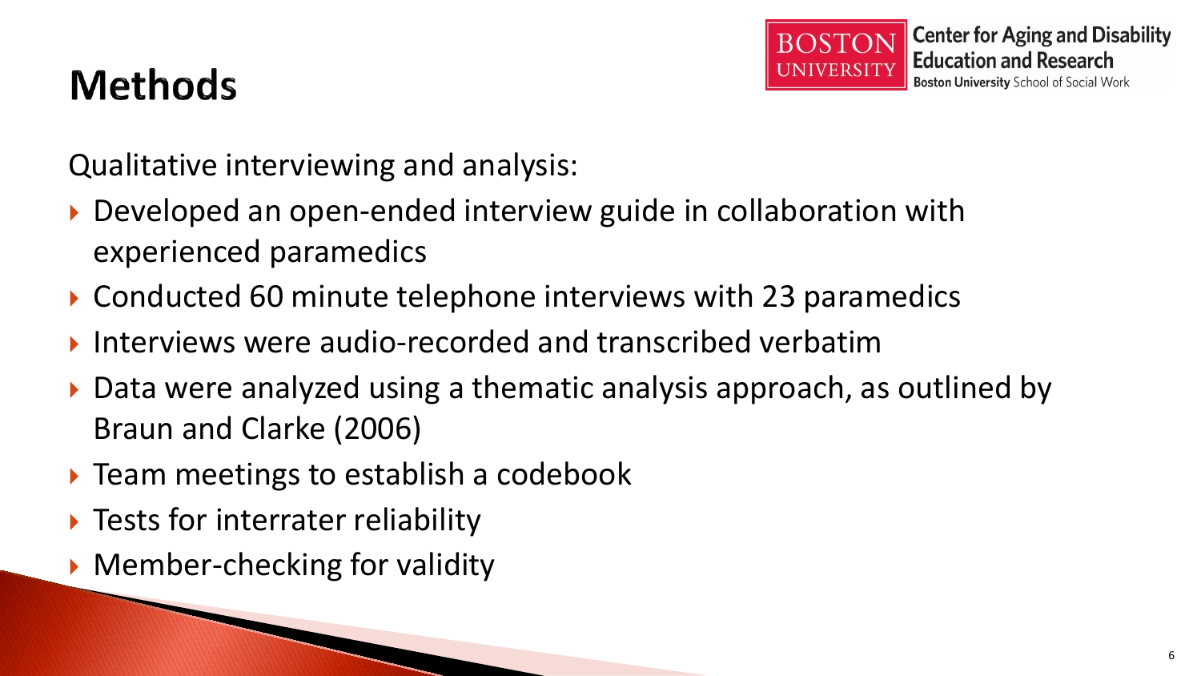# Methods

Qualitative interviewing and analysis:

- Developed an open-ended interview guide in collaboration with experienced paramedics
- Conducted 60 minute telephone interviews with 23 paramedics
- Interviews were audio-recorded and transcribed verbatim
- Data were analyzed using a thematic analysis approach, as outlined by Braun and Clarke (2006)
- Team meetings to establish a codebook
- Tests for interrater reliability
- Member-checking for validity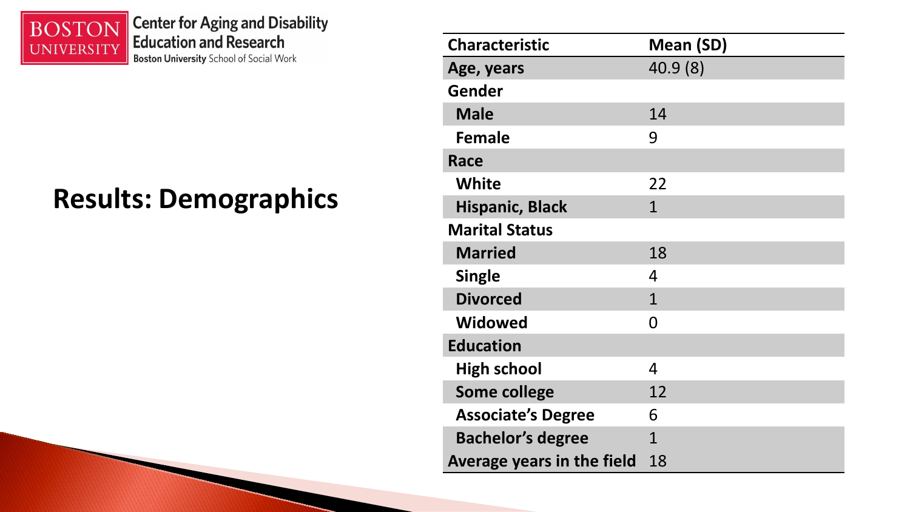# Results: Demographics

| Characteristic | Mean (SD) |
|---|---|
| **Age, years** | 40.9 (8) |
| **Gender** | |
| **Male** | 14 |
| **Female** | 9 |
| **Race** | |
| **White** | 22 |
| **Hispanic, Black** | 1 |
| **Marital Status** | |
| **Married** | 18 |
| **Single** | 4 |
| **Divorced** | 1 |
| **Widowed** | 0 |
| **Education** | |
| **High school** | 4 |
| **Some college** | 12 |
| **Associate's Degree** | 6 |
| **Bachelor's degree** | 1 |
| **Average years in the field** | 18 |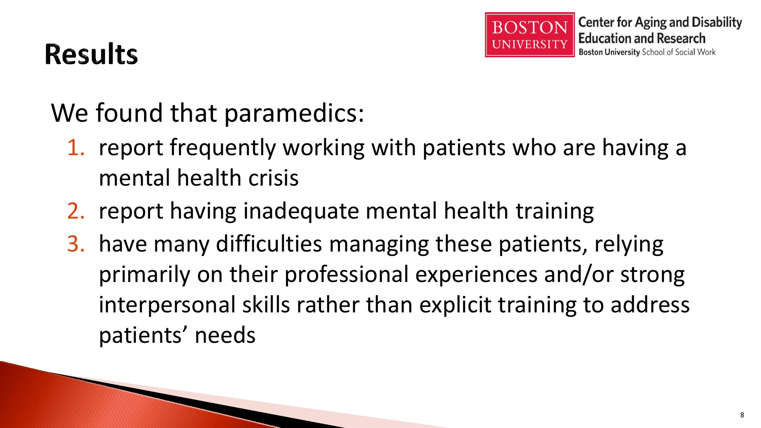# Results

We found that paramedics:

1. report frequently working with patients who are having a mental health crisis
2. report having inadequate mental health training
3. have many difficulties managing these patients, relying primarily on their professional experiences and/or strong interpersonal skills rather than explicit training to address patients' needs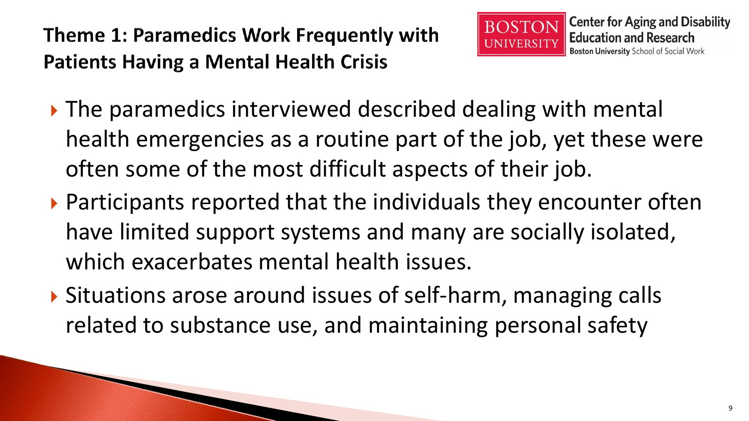## Theme 1: Paramedics Work Frequently with Patients Having a Mental Health Crisis

- The paramedics interviewed described dealing with mental health emergencies as a routine part of the job, yet these were often some of the most difficult aspects of their job.
- Participants reported that the individuals they encounter often have limited support systems and many are socially isolated, which exacerbates mental health issues.
- Situations arose around issues of self-harm, managing calls related to substance use, and maintaining personal safety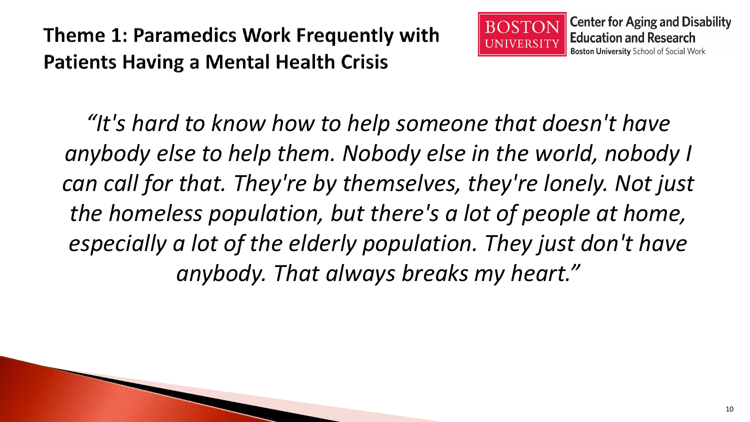# Theme 1: Paramedics Work Frequently with Patients Having a Mental Health Crisis

Boston University Center for Aging and Disability Education and Research
Boston University School of Social Work

*"It's hard to know how to help someone that doesn't have anybody else to help them. Nobody else in the world, nobody I can call for that. They're by themselves, they're lonely. Not just the homeless population, but there's a lot of people at home, especially a lot of the elderly population. They just don't have anybody. That always breaks my heart."*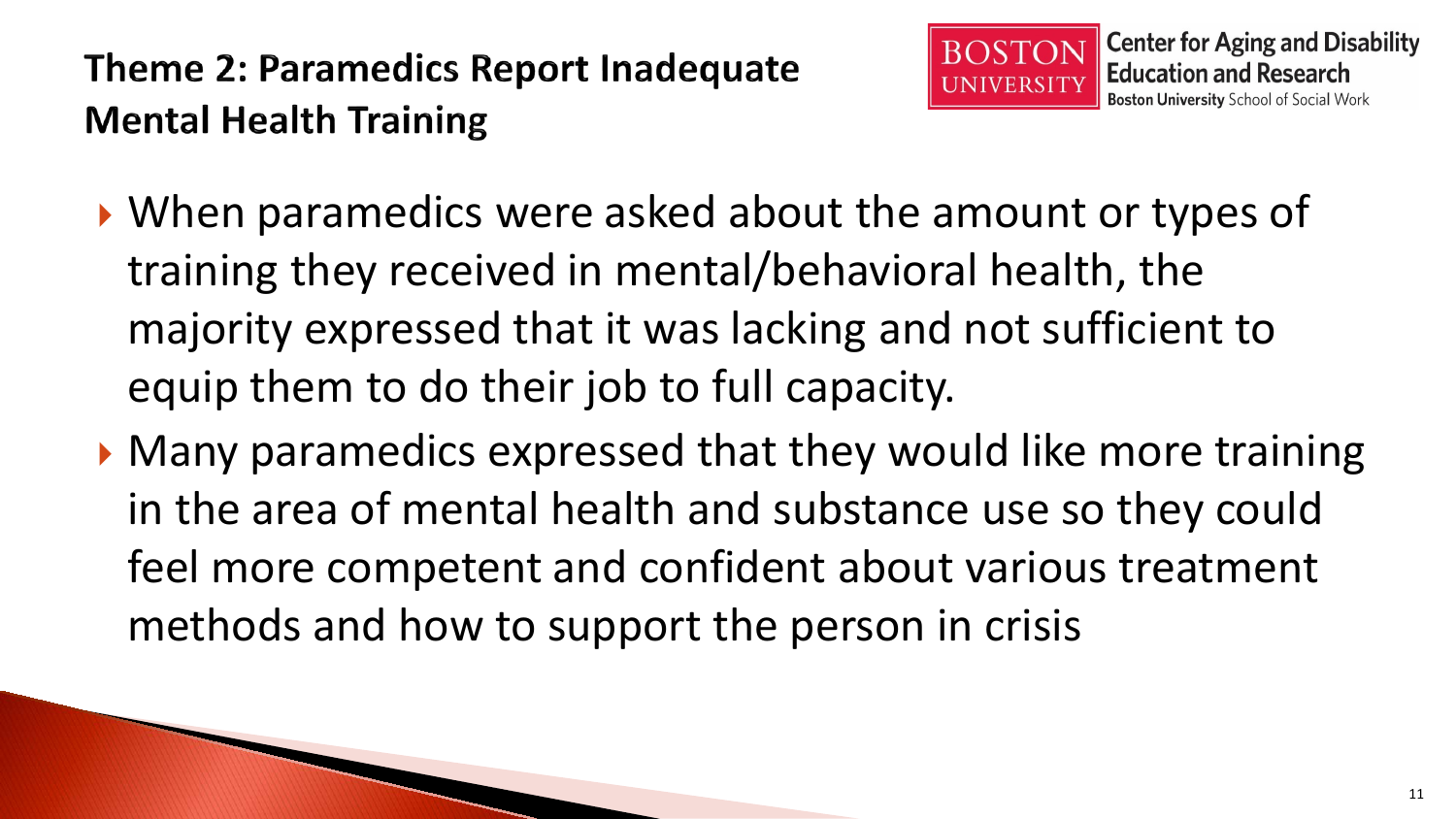## Theme 2: Paramedics Report Inadequate Mental Health Training

- When paramedics were asked about the amount or types of training they received in mental/behavioral health, the majority expressed that it was lacking and not sufficient to equip them to do their job to full capacity.
- Many paramedics expressed that they would like more training in the area of mental health and substance use so they could feel more competent and confident about various treatment methods and how to support the person in crisis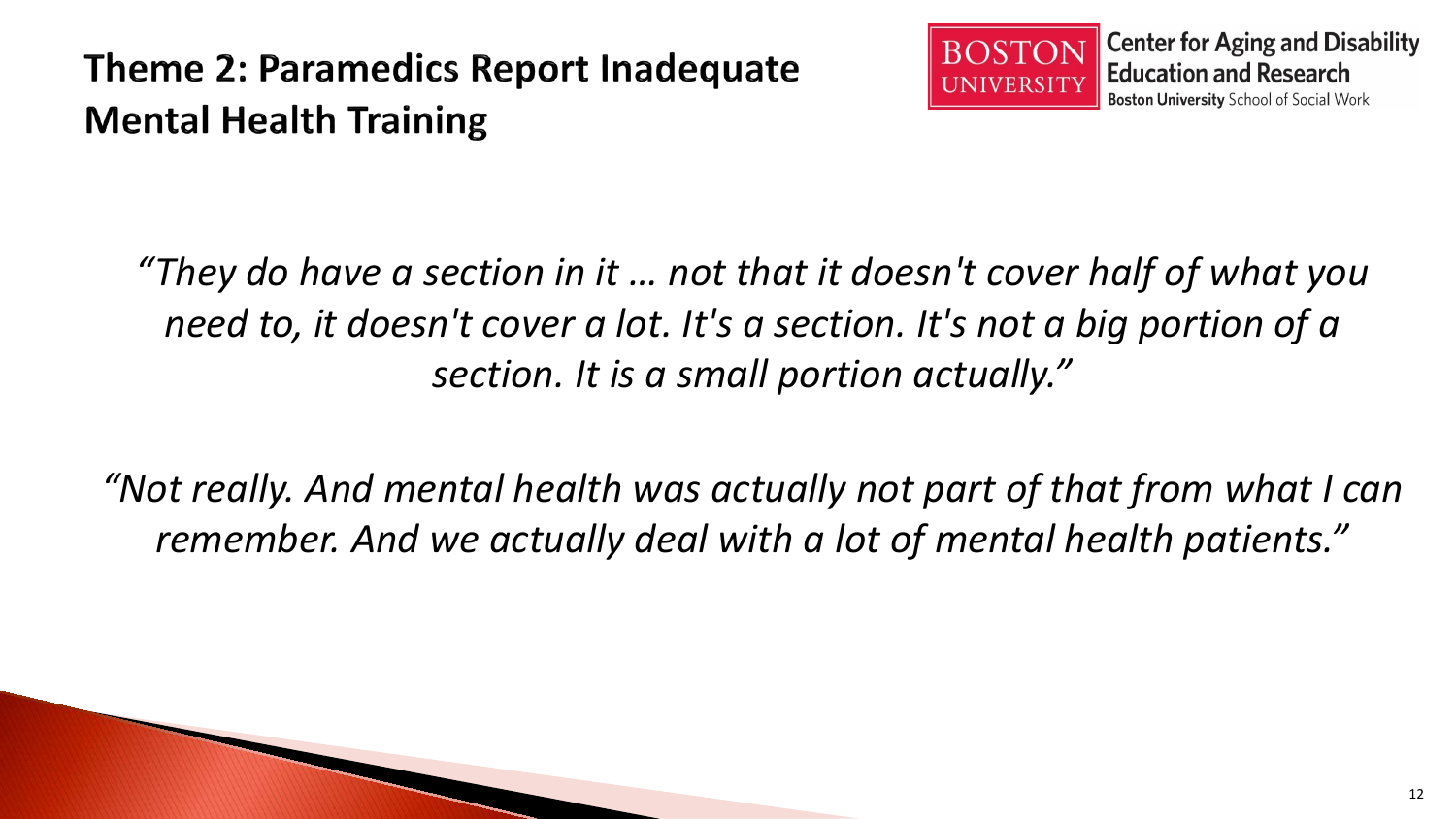# Theme 2: Paramedics Report Inadequate Mental Health Training

BOSTON UNIVERSITY | Center for Aging and Disability Education and Research | Boston University School of Social Work

*"They do have a section in it … not that it doesn't cover half of what you need to, it doesn't cover a lot. It's a section. It's not a big portion of a section. It is a small portion actually."*

*"Not really. And mental health was actually not part of that from what I can remember. And we actually deal with a lot of mental health patients."*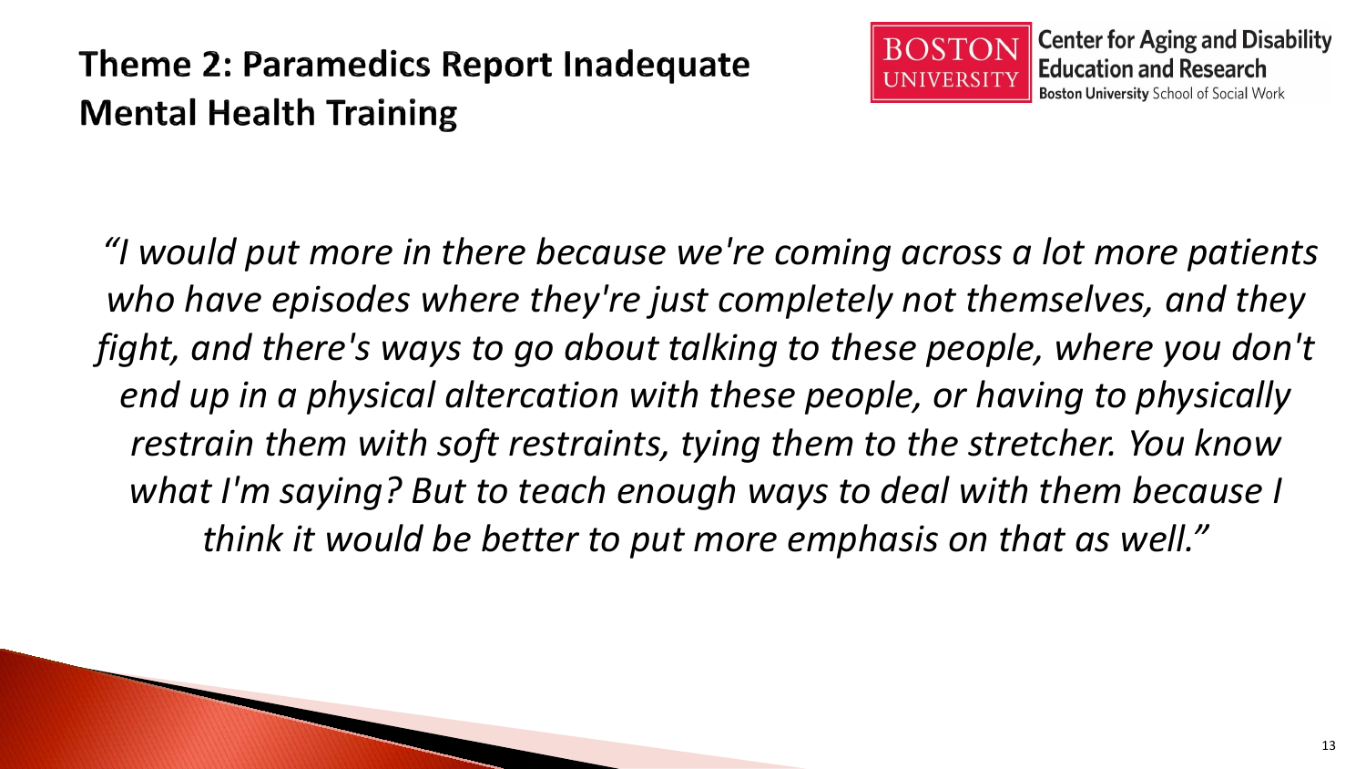## Theme 2: Paramedics Report Inadequate Mental Health Training

*"I would put more in there because we're coming across a lot more patients who have episodes where they're just completely not themselves, and they fight, and there's ways to go about talking to these people, where you don't end up in a physical altercation with these people, or having to physically restrain them with soft restraints, tying them to the stretcher. You know what I'm saying? But to teach enough ways to deal with them because I think it would be better to put more emphasis on that as well."*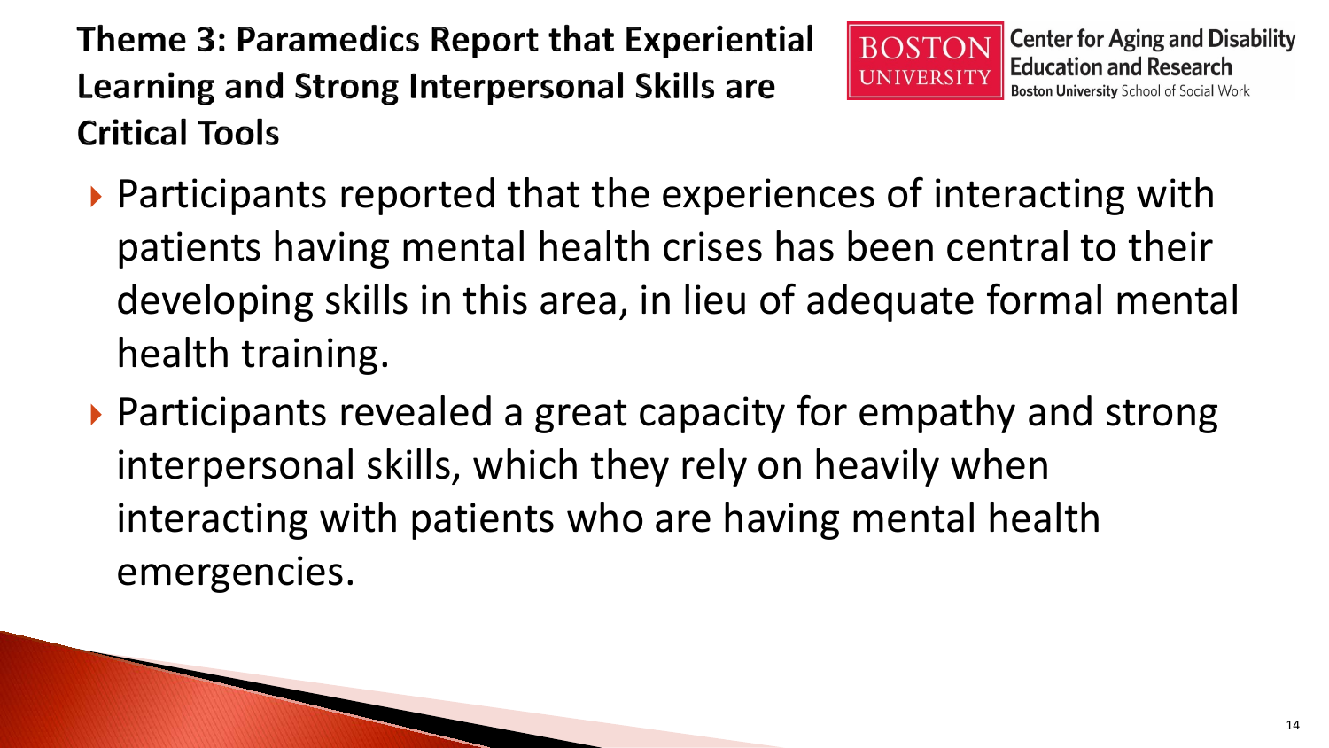# Theme 3: Paramedics Report that Experiential Learning and Strong Interpersonal Skills are Critical Tools

Center for Aging and Disability Education and Research
Boston University School of Social Work

- Participants reported that the experiences of interacting with patients having mental health crises has been central to their developing skills in this area, in lieu of adequate formal mental health training.
- Participants revealed a great capacity for empathy and strong interpersonal skills, which they rely on heavily when interacting with patients who are having mental health emergencies.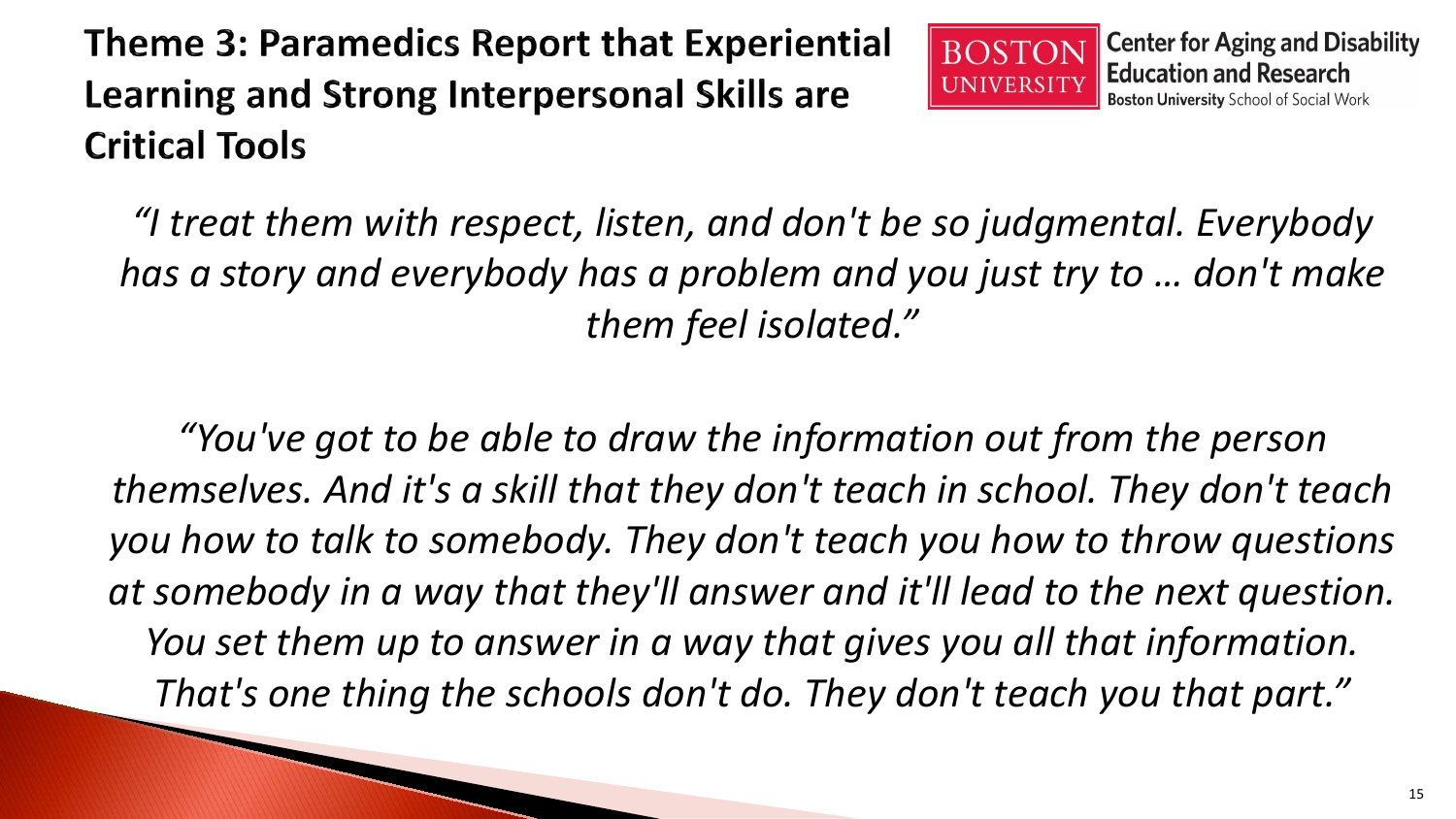# Theme 3: Paramedics Report that Experiential Learning and Strong Interpersonal Skills are Critical Tools

Boston University Center for Aging and Disability Education and Research
Boston University School of Social Work

*"I treat them with respect, listen, and don't be so judgmental. Everybody has a story and everybody has a problem and you just try to … don't make them feel isolated."*

*"You've got to be able to draw the information out from the person themselves. And it's a skill that they don't teach in school. They don't teach you how to talk to somebody. They don't teach you how to throw questions at somebody in a way that they'll answer and it'll lead to the next question. You set them up to answer in a way that gives you all that information. That's one thing the schools don't do. They don't teach you that part."*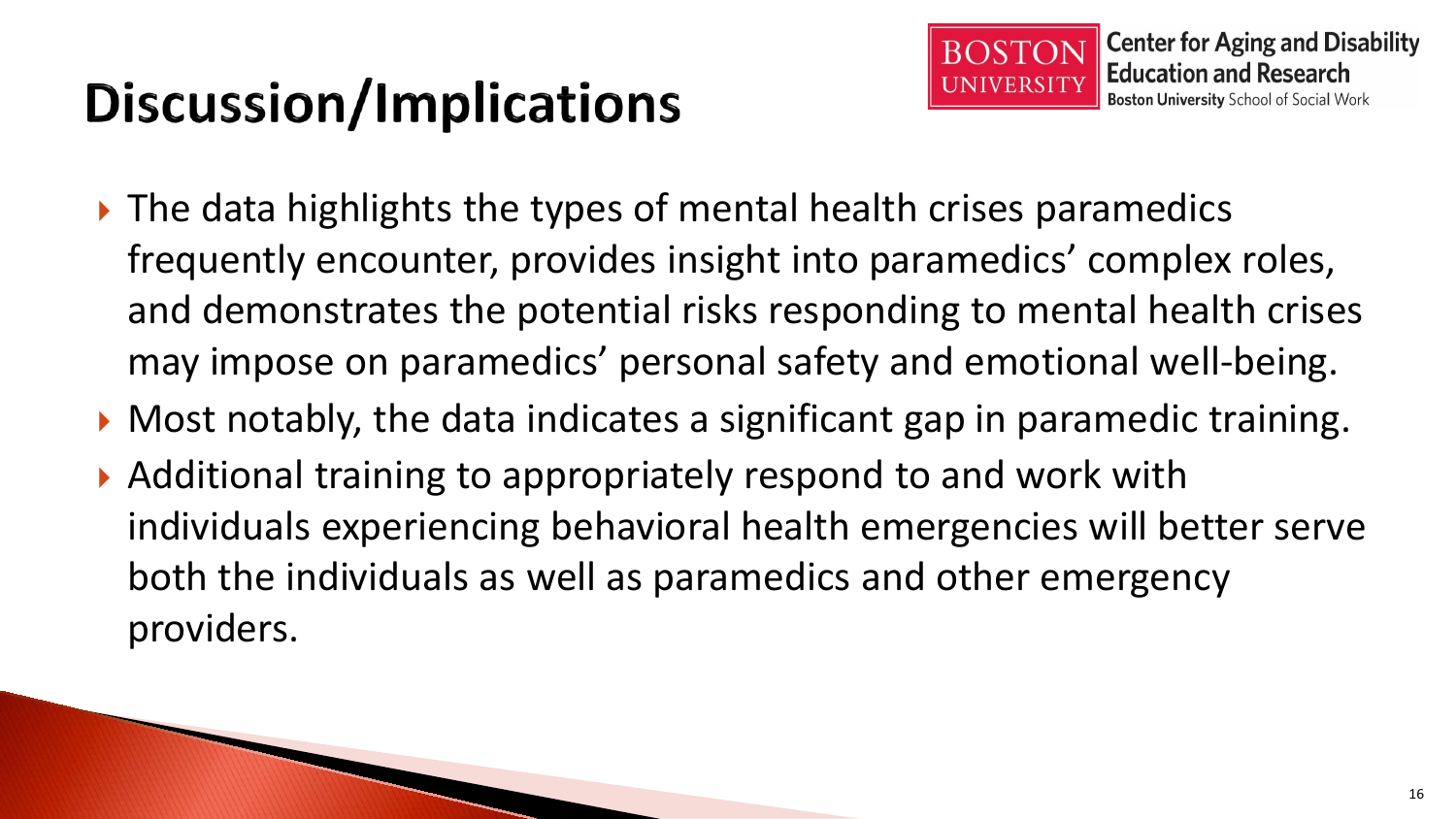# Discussion/Implications

Boston University Center for Aging and Disability Education and Research
Boston University School of Social Work

- The data highlights the types of mental health crises paramedics frequently encounter, provides insight into paramedics' complex roles, and demonstrates the potential risks responding to mental health crises may impose on paramedics' personal safety and emotional well-being.
- Most notably, the data indicates a significant gap in paramedic training.
- Additional training to appropriately respond to and work with individuals experiencing behavioral health emergencies will better serve both the individuals as well as paramedics and other emergency providers.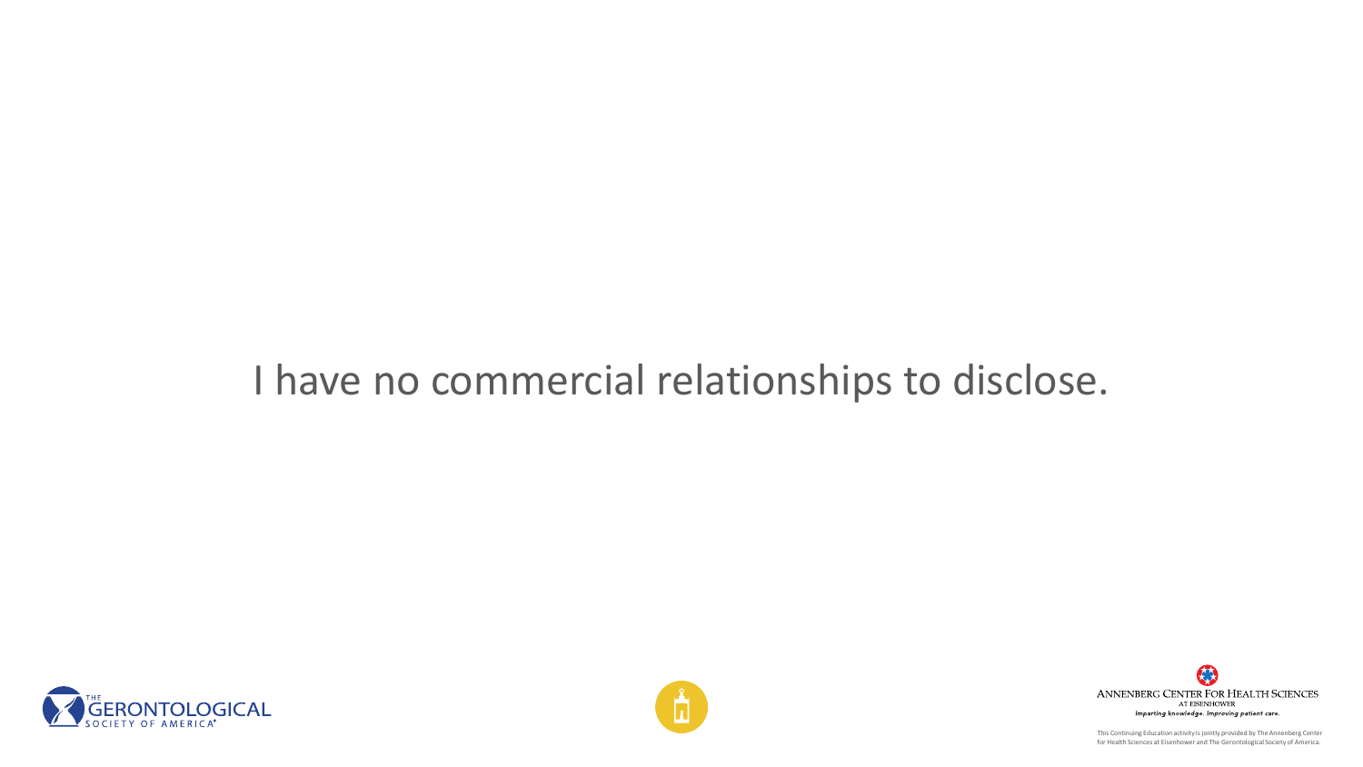I have no commercial relationships to disclose.

ANNENBERG CENTER FOR HEALTH SCIENCES AT EISENHOWER

*Imparting knowledge. Improving patient care.*

This Continuing Education activity is jointly provided by The Annenberg Center for Health Sciences at Eisenhower and The Gerontological Society of America.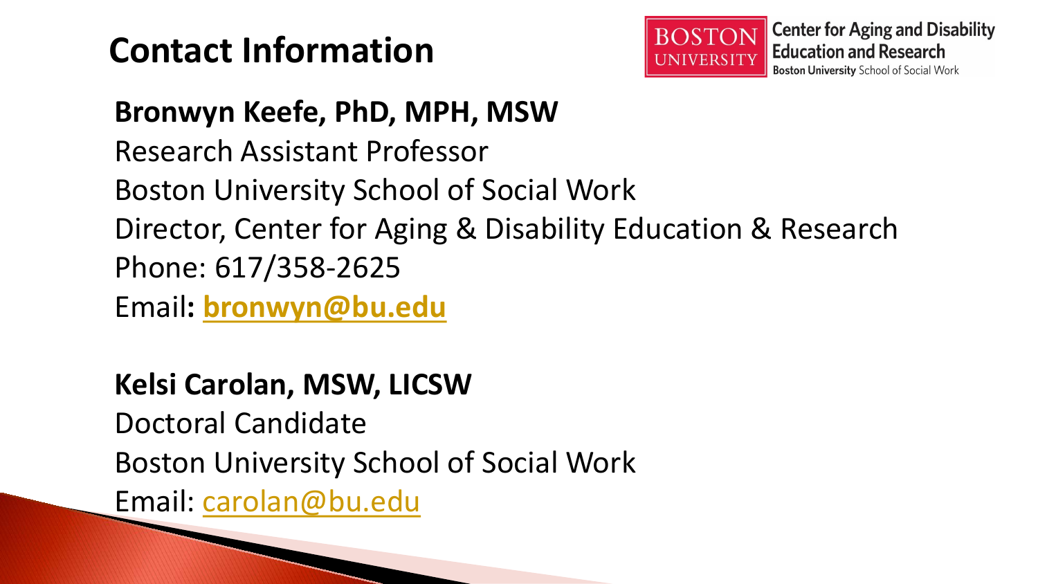# Contact Information

Boston University | Center for Aging and Disability Education and Research | Boston University School of Social Work

**Bronwyn Keefe, PhD, MPH, MSW**
Research Assistant Professor
Boston University School of Social Work
Director, Center for Aging & Disability Education & Research
Phone: 617/358-2625
Email**: bronwyn@bu.edu**

**Kelsi Carolan, MSW, LICSW**
Doctoral Candidate
Boston University School of Social Work
Email: carolan@bu.edu